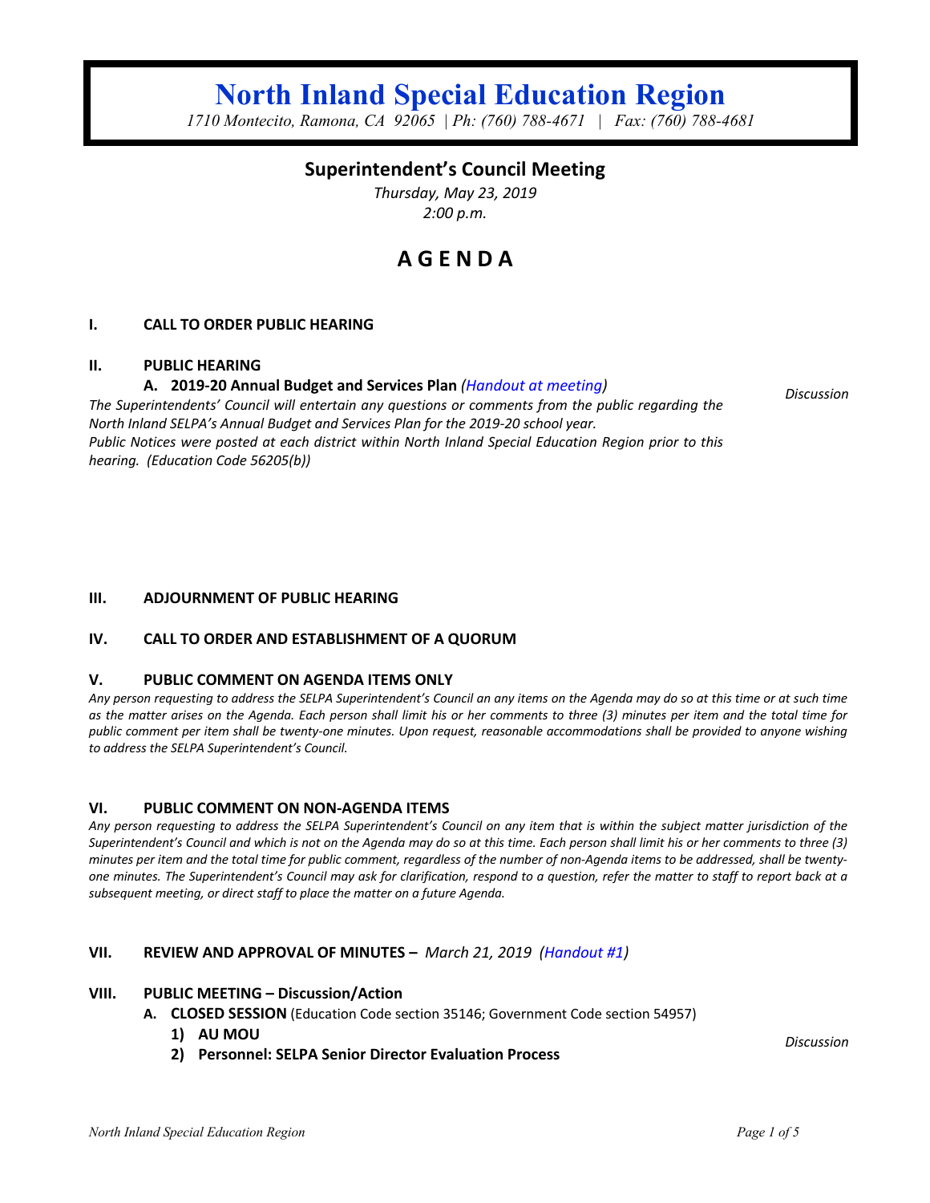# North Inland Special Education Region

*1710 Montecito, Ramona, CA 92065 | Ph: (760) 788-4671 | Fax: (760) 788-4681*

## Superintendent's Council Meeting

*Thursday, May 23, 2019*
*2:00 p.m.*

# A G E N D A

### I. CALL TO ORDER PUBLIC HEARING

### II. PUBLIC HEARING

**A. 2019-20 Annual Budget and Services Plan** *(Handout at meeting)* — *Discussion*

*The Superintendents' Council will entertain any questions or comments from the public regarding the North Inland SELPA's Annual Budget and Services Plan for the 2019-20 school year.*
*Public Notices were posted at each district within North Inland Special Education Region prior to this hearing. (Education Code 56205(b))*

### III. ADJOURNMENT OF PUBLIC HEARING

### IV. CALL TO ORDER AND ESTABLISHMENT OF A QUORUM

### V. PUBLIC COMMENT ON AGENDA ITEMS ONLY

*Any person requesting to address the SELPA Superintendent's Council an any items on the Agenda may do so at this time or at such time as the matter arises on the Agenda. Each person shall limit his or her comments to three (3) minutes per item and the total time for public comment per item shall be twenty-one minutes. Upon request, reasonable accommodations shall be provided to anyone wishing to address the SELPA Superintendent's Council.*

### VI. PUBLIC COMMENT ON NON-AGENDA ITEMS

*Any person requesting to address the SELPA Superintendent's Council on any item that is within the subject matter jurisdiction of the Superintendent's Council and which is not on the Agenda may do so at this time. Each person shall limit his or her comments to three (3) minutes per item and the total time for public comment, regardless of the number of non-Agenda items to be addressed, shall be twenty-one minutes. The Superintendent's Council may ask for clarification, respond to a question, refer the matter to staff to report back at a subsequent meeting, or direct staff to place the matter on a future Agenda.*

### VII. REVIEW AND APPROVAL OF MINUTES – *March 21, 2019 (Handout #1)*

### VIII. PUBLIC MEETING – Discussion/Action

**A. CLOSED SESSION** (Education Code section 35146; Government Code section 54957) — *Discussion*

1) **AU MOU**
2) **Personnel: SELPA Senior Director Evaluation Process**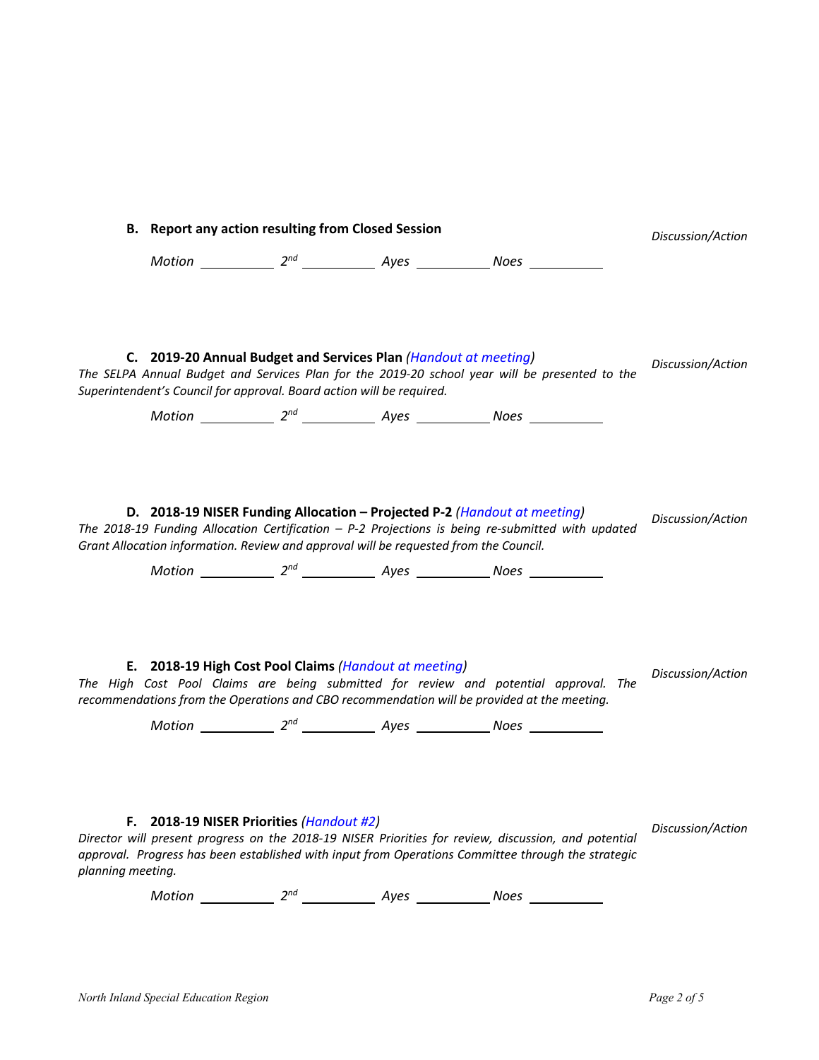**B. Report any action resulting from Closed Session** *Discussion/Action*

*Motion* \_\_\_\_\_\_\_\_\_\_ *2nd* \_\_\_\_\_\_\_\_\_\_ *Ayes* \_\_\_\_\_\_\_\_\_\_ *Noes* \_\_\_\_\_\_\_\_\_\_

**C. 2019-20 Annual Budget and Services Plan** *(Handout at meeting)* *Discussion/Action*

*The SELPA Annual Budget and Services Plan for the 2019-20 school year will be presented to the Superintendent's Council for approval. Board action will be required.*

*Motion* \_\_\_\_\_\_\_\_\_\_ *2nd* \_\_\_\_\_\_\_\_\_\_ *Ayes* \_\_\_\_\_\_\_\_\_\_ *Noes* \_\_\_\_\_\_\_\_\_\_

**D. 2018-19 NISER Funding Allocation – Projected P-2** *(Handout at meeting)* *Discussion/Action*

*The 2018-19 Funding Allocation Certification – P-2 Projections is being re-submitted with updated Grant Allocation information. Review and approval will be requested from the Council.*

*Motion* \_\_\_\_\_\_\_\_\_\_ *2nd* \_\_\_\_\_\_\_\_\_\_ *Ayes* \_\_\_\_\_\_\_\_\_\_ *Noes* \_\_\_\_\_\_\_\_\_\_

**E. 2018-19 High Cost Pool Claims** *(Handout at meeting)* *Discussion/Action*

*The High Cost Pool Claims are being submitted for review and potential approval. The recommendations from the Operations and CBO recommendation will be provided at the meeting.*

*Motion* \_\_\_\_\_\_\_\_\_\_ *2nd* \_\_\_\_\_\_\_\_\_\_ *Ayes* \_\_\_\_\_\_\_\_\_\_ *Noes* \_\_\_\_\_\_\_\_\_\_

**F. 2018-19 NISER Priorities** *(Handout #2)* *Discussion/Action*

*Director will present progress on the 2018-19 NISER Priorities for review, discussion, and potential approval. Progress has been established with input from Operations Committee through the strategic planning meeting.*

*Motion* \_\_\_\_\_\_\_\_\_\_ *2nd* \_\_\_\_\_\_\_\_\_\_ *Ayes* \_\_\_\_\_\_\_\_\_\_ *Noes* \_\_\_\_\_\_\_\_\_\_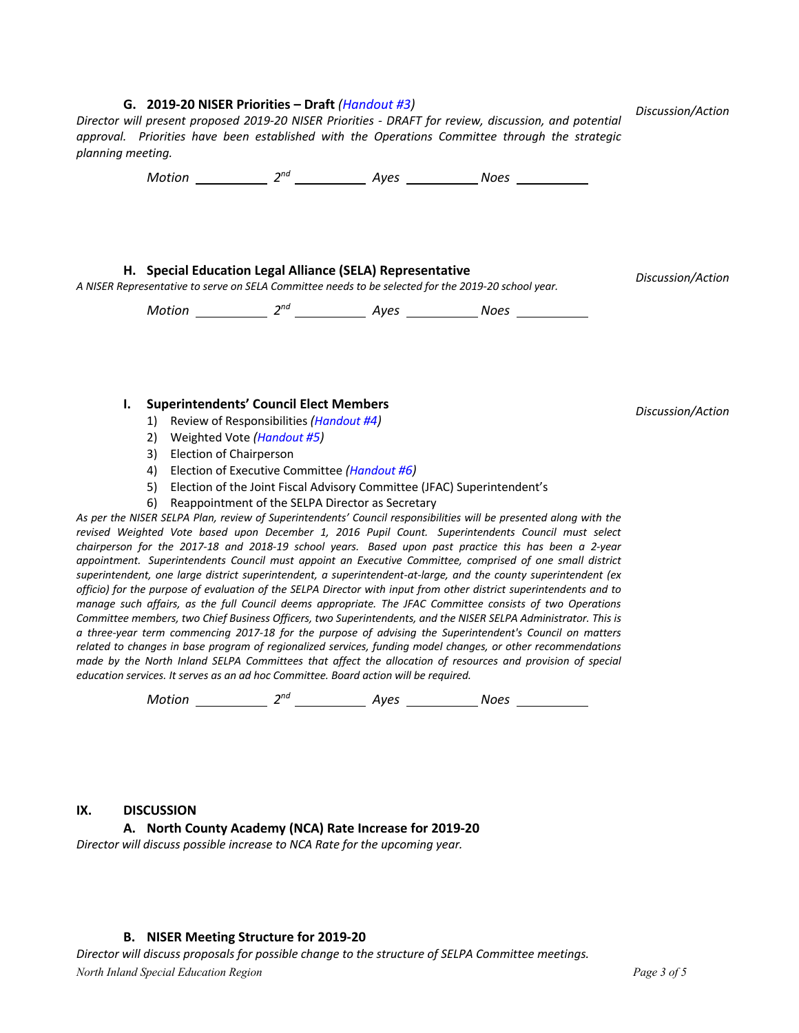### G. 2019-20 NISER Priorities – Draft *(Handout #3)*

*Discussion/Action*

*Director will present proposed 2019-20 NISER Priorities - DRAFT for review, discussion, and potential approval. Priorities have been established with the Operations Committee through the strategic planning meeting.*

*Motion* ________ *2nd* ________ *Ayes* ________ *Noes* ________

### H. Special Education Legal Alliance (SELA) Representative

*Discussion/Action*

*A NISER Representative to serve on SELA Committee needs to be selected for the 2019-20 school year.*

*Motion* ________ *2nd* ________ *Ayes* ________ *Noes* ________

### I. Superintendents' Council Elect Members

*Discussion/Action*

1) Review of Responsibilities *(Handout #4)*
2) Weighted Vote *(Handout #5)*
3) Election of Chairperson
4) Election of Executive Committee *(Handout #6)*
5) Election of the Joint Fiscal Advisory Committee (JFAC) Superintendent's
6) Reappointment of the SELPA Director as Secretary

*As per the NISER SELPA Plan, review of Superintendents' Council responsibilities will be presented along with the revised Weighted Vote based upon December 1, 2016 Pupil Count. Superintendents Council must select chairperson for the 2017-18 and 2018-19 school years. Based upon past practice this has been a 2-year appointment. Superintendents Council must appoint an Executive Committee, comprised of one small district superintendent, one large district superintendent, a superintendent-at-large, and the county superintendent (ex officio) for the purpose of evaluation of the SELPA Director with input from other district superintendents and to manage such affairs, as the full Council deems appropriate. The JFAC Committee consists of two Operations Committee members, two Chief Business Officers, two Superintendents, and the NISER SELPA Administrator. This is a three-year term commencing 2017-18 for the purpose of advising the Superintendent's Council on matters related to changes in base program of regionalized services, funding model changes, or other recommendations made by the North Inland SELPA Committees that affect the allocation of resources and provision of special education services. It serves as an ad hoc Committee. Board action will be required.*

*Motion* ________ *2nd* ________ *Ayes* ________ *Noes* ________

## IX. DISCUSSION

### A. North County Academy (NCA) Rate Increase for 2019-20

*Director will discuss possible increase to NCA Rate for the upcoming year.*

### B. NISER Meeting Structure for 2019-20

*Director will discuss proposals for possible change to the structure of SELPA Committee meetings.*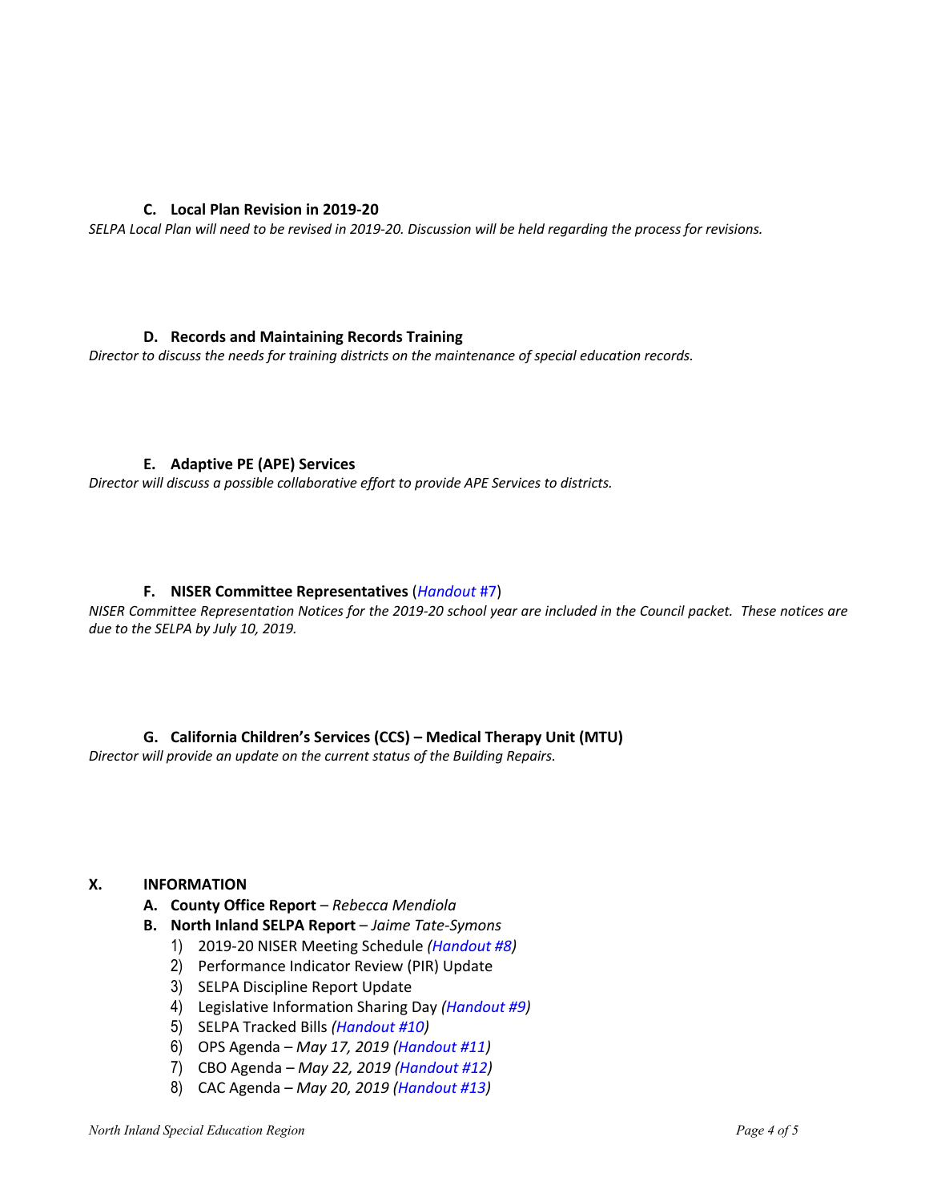### C. Local Plan Revision in 2019-20

*SELPA Local Plan will need to be revised in 2019-20. Discussion will be held regarding the process for revisions.*

### D. Records and Maintaining Records Training

*Director to discuss the needs for training districts on the maintenance of special education records.*

### E. Adaptive PE (APE) Services

*Director will discuss a possible collaborative effort to provide APE Services to districts.*

### F. NISER Committee Representatives (*Handout* #7)

*NISER Committee Representation Notices for the 2019-20 school year are included in the Council packet. These notices are due to the SELPA by July 10, 2019.*

### G. California Children's Services (CCS) – Medical Therapy Unit (MTU)

*Director will provide an update on the current status of the Building Repairs.*

## X. INFORMATION

A. **County Office Report** – *Rebecca Mendiola*

B. **North Inland SELPA Report** – *Jaime Tate-Symons*

1) 2019-20 NISER Meeting Schedule *(Handout #8)*
2) Performance Indicator Review (PIR) Update
3) SELPA Discipline Report Update
4) Legislative Information Sharing Day *(Handout #9)*
5) SELPA Tracked Bills *(Handout #10)*
6) OPS Agenda – *May 17, 2019 (Handout #11)*
7) CBO Agenda – *May 22, 2019 (Handout #12)*
8) CAC Agenda – *May 20, 2019 (Handout #13)*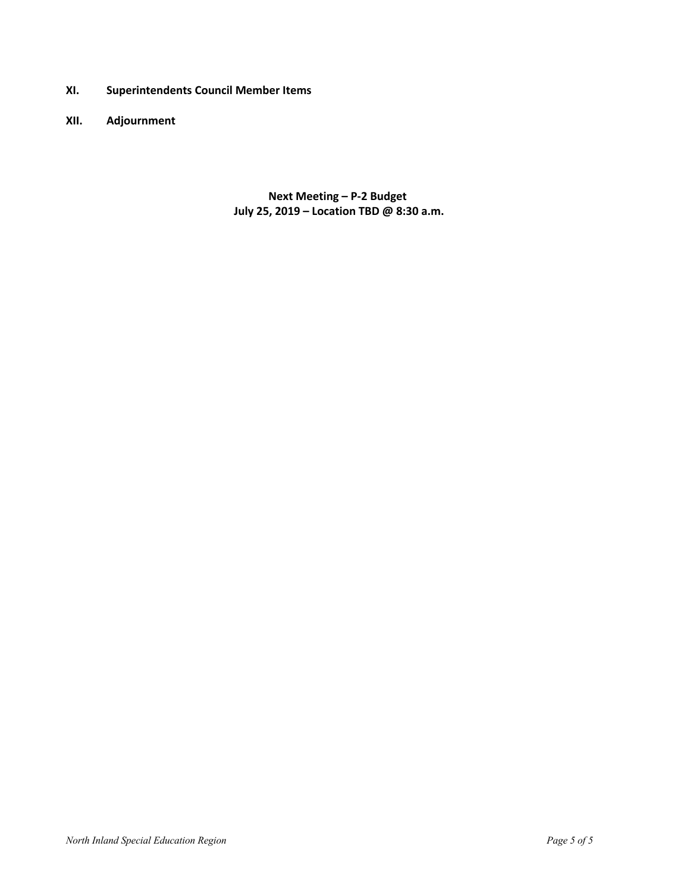**XI. Superintendents Council Member Items**

**XII. Adjournment**

**Next Meeting – P-2 Budget**
**July 25, 2019 – Location TBD @ 8:30 a.m.**